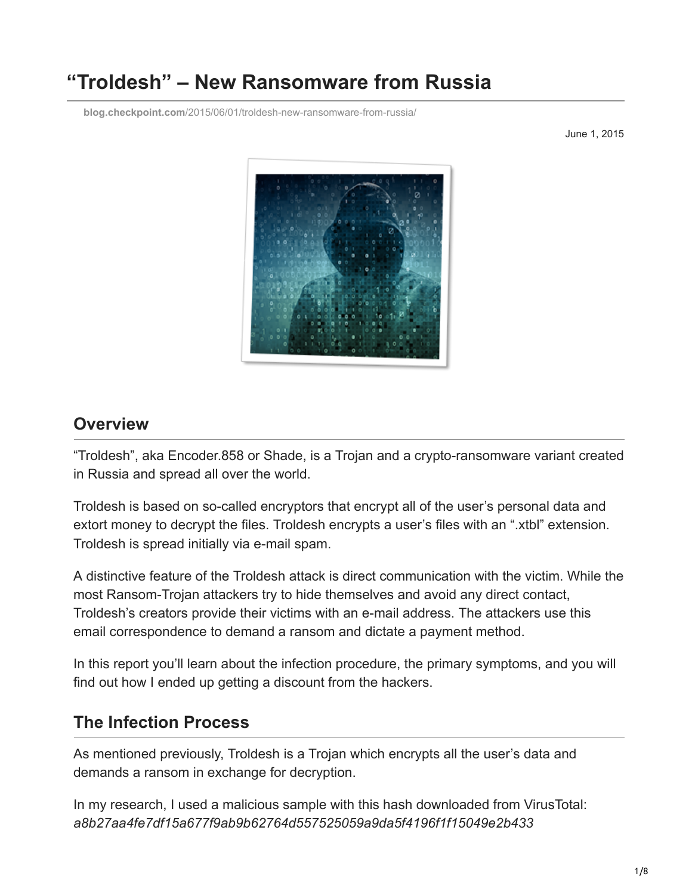# "Troldesh" – New Ransomware from Russia

blog.checkpoint.com/2015/06/01/troldesh-new-ransomware-from-russia/

June 1, 2015

## Overview

"Troldesh", aka Encoder.858 or Shade, is a Trojan and a crypto-ransomware variant created in Russia and spread all over the world.

Troldesh is based on so-called encryptors that encrypt all of the user's personal data and extort money to decrypt the files. Troldesh encrypts a user's files with an ".xtbl" extension. Troldesh is spread initially via e-mail spam.

A distinctive feature of the Troldesh attack is direct communication with the victim. While the most Ransom-Trojan attackers try to hide themselves and avoid any direct contact, Troldesh's creators provide their victims with an e-mail address. The attackers use this email correspondence to demand a ransom and dictate a payment method.

In this report you'll learn about the infection procedure, the primary symptoms, and you will find out how I ended up getting a discount from the hackers.

## The Infection Process

As mentioned previously, Troldesh is a Trojan which encrypts all the user's data and demands a ransom in exchange for decryption.

In my research, I used a malicious sample with this hash downloaded from VirusTotal:
*a8b27aa4fe7df15a677f9ab9b62764d557525059a9da5f4196f1f15049e2b433*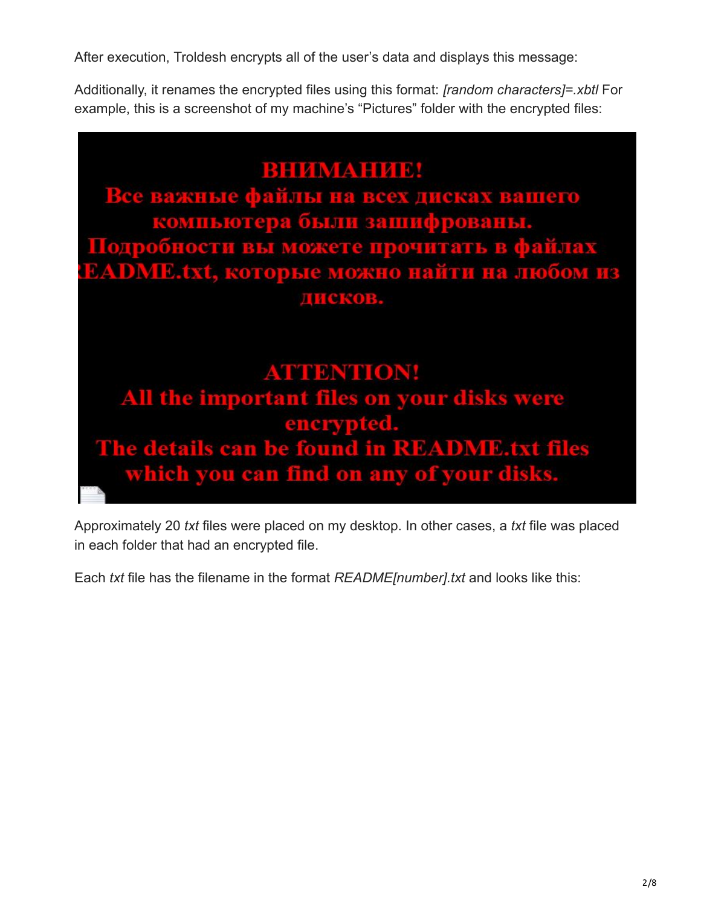After execution, Troldesh encrypts all of the user's data and displays this message:

Additionally, it renames the encrypted files using this format: *[random characters]=.xbtl* For example, this is a screenshot of my machine's "Pictures" folder with the encrypted files:

> **ВНИМАНИЕ!**
> **Все важные файлы на всех дисках вашего компьютера были зашифрованы.**
> **Подробности вы можете прочитать в файлах README.txt, которые можно найти на любом из дисков.**
>
> **ATTENTION!**
> **All the important files on your disks were encrypted.**
> **The details can be found in README.txt files which you can find on any of your disks.**

Approximately 20 *txt* files were placed on my desktop. In other cases, a *txt* file was placed in each folder that had an encrypted file.

Each *txt* file has the filename in the format *README[number].txt* and looks like this: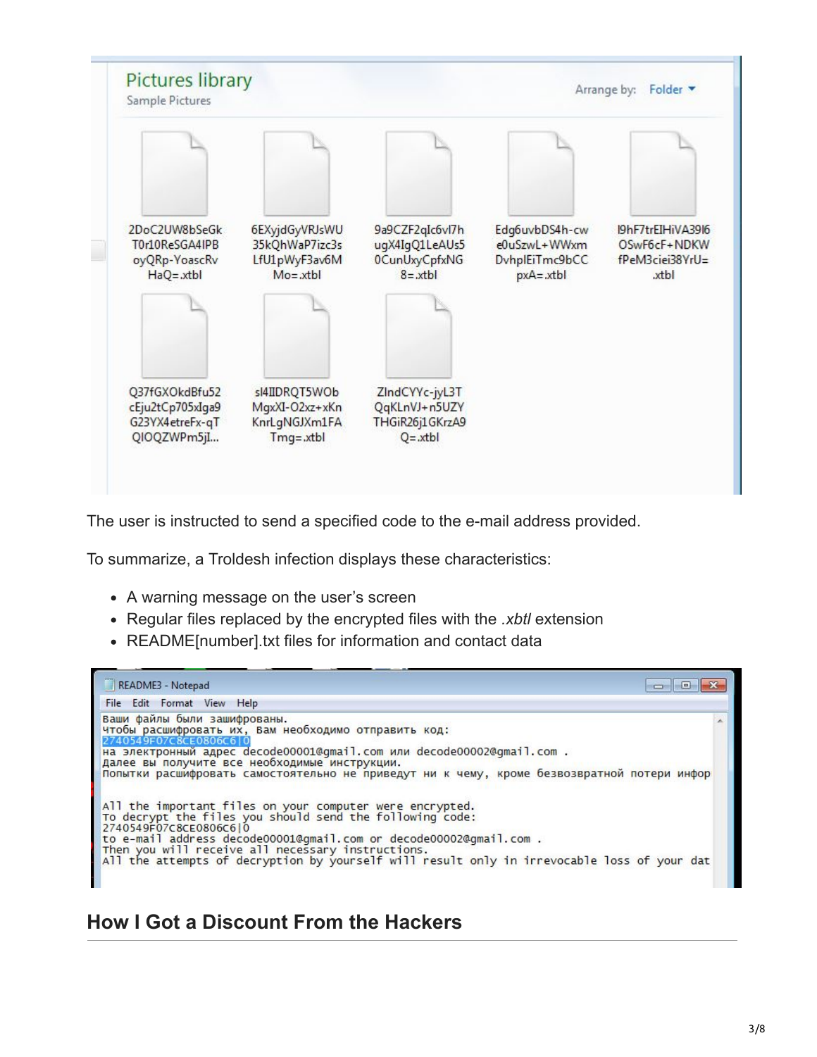The user is instructed to send a specified code to the e-mail address provided.

To summarize, a Troldesh infection displays these characteristics:

- A warning message on the user's screen
- Regular files replaced by the encrypted files with the *.xbtl* extension
- README[number].txt files for information and contact data

## How I Got a Discount From the Hackers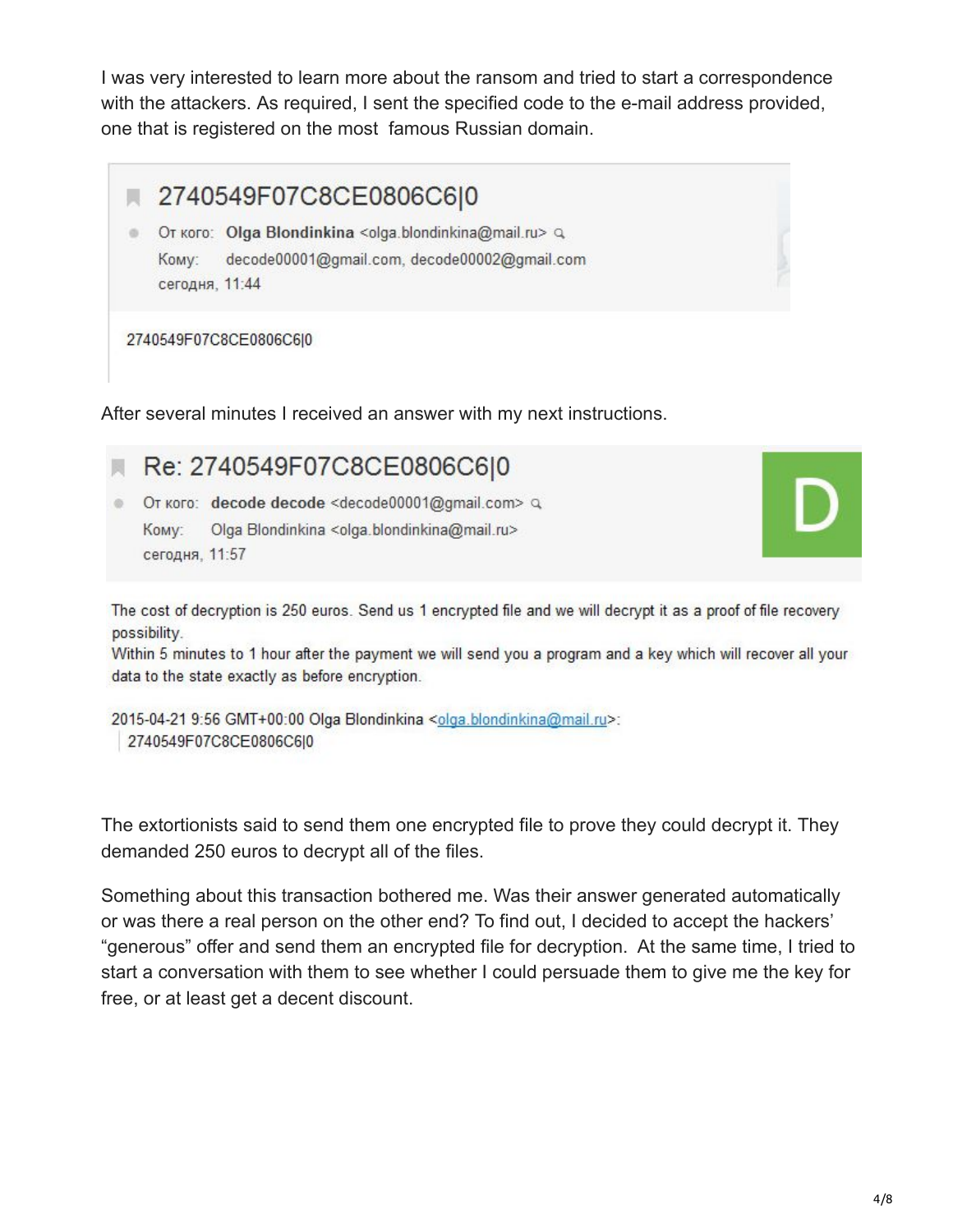I was very interested to learn more about the ransom and tried to start a correspondence with the attackers. As required, I sent the specified code to the e-mail address provided, one that is registered on the most famous Russian domain.

> **2740549F07C8CE0806C6|0**
>
> От кого: **Olga Blondinkina** <olga.blondinkina@mail.ru>
> Кому: decode00001@gmail.com, decode00002@gmail.com
> сегодня, 11:44
>
> 2740549F07C8CE0806C6|0

After several minutes I received an answer with my next instructions.

> **Re: 2740549F07C8CE0806C6|0**
>
> От кого: **decode decode** <decode00001@gmail.com>
> Кому: Olga Blondinkina <olga.blondinkina@mail.ru>
> сегодня, 11:57
>
> The cost of decryption is 250 euros. Send us 1 encrypted file and we will decrypt it as a proof of file recovery possibility.
> Within 5 minutes to 1 hour after the payment we will send you a program and a key which will recover all your data to the state exactly as before encryption.
>
> 2015-04-21 9:56 GMT+00:00 Olga Blondinkina <olga.blondinkina@mail.ru>:
> 2740549F07C8CE0806C6|0

The extortionists said to send them one encrypted file to prove they could decrypt it. They demanded 250 euros to decrypt all of the files.

Something about this transaction bothered me. Was their answer generated automatically or was there a real person on the other end? To find out, I decided to accept the hackers' "generous" offer and send them an encrypted file for decryption. At the same time, I tried to start a conversation with them to see whether I could persuade them to give me the key for free, or at least get a decent discount.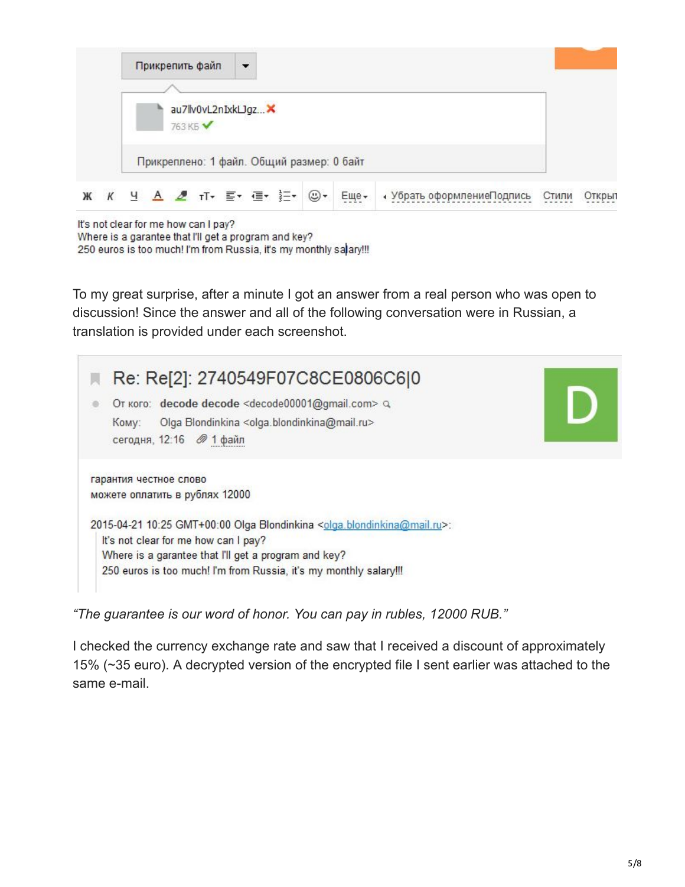Прикрепить файл

au7llv0vL2nIxkLJgz... 
763 КБ

Прикреплено: 1 файл. Общий размер: 0 байт

It's not clear for me how can I pay?
Where is a garantee that I'll get a program and key?
250 euros is too much! I'm from Russia, it's my monthly salary!!!

To my great surprise, after a minute I got an answer from a real person who was open to discussion! Since the answer and all of the following conversation were in Russian, a translation is provided under each screenshot.

Re: Re[2]: 2740549F07C8CE0806C6|0

От кого: decode decode <decode00001@gmail.com>
Кому: Olga Blondinkina <olga.blondinkina@mail.ru>
сегодня, 12:16 1 файл

гарантия честное слово
можете оплатить в рублях 12000

2015-04-21 10:25 GMT+00:00 Olga Blondinkina <olga.blondinkina@mail.ru>:
It's not clear for me how can I pay?
Where is a garantee that I'll get a program and key?
250 euros is too much! I'm from Russia, it's my monthly salary!!!

*"The guarantee is our word of honor. You can pay in rubles, 12000 RUB."*

I checked the currency exchange rate and saw that I received a discount of approximately 15% (~35 euro). A decrypted version of the encrypted file I sent earlier was attached to the same e-mail.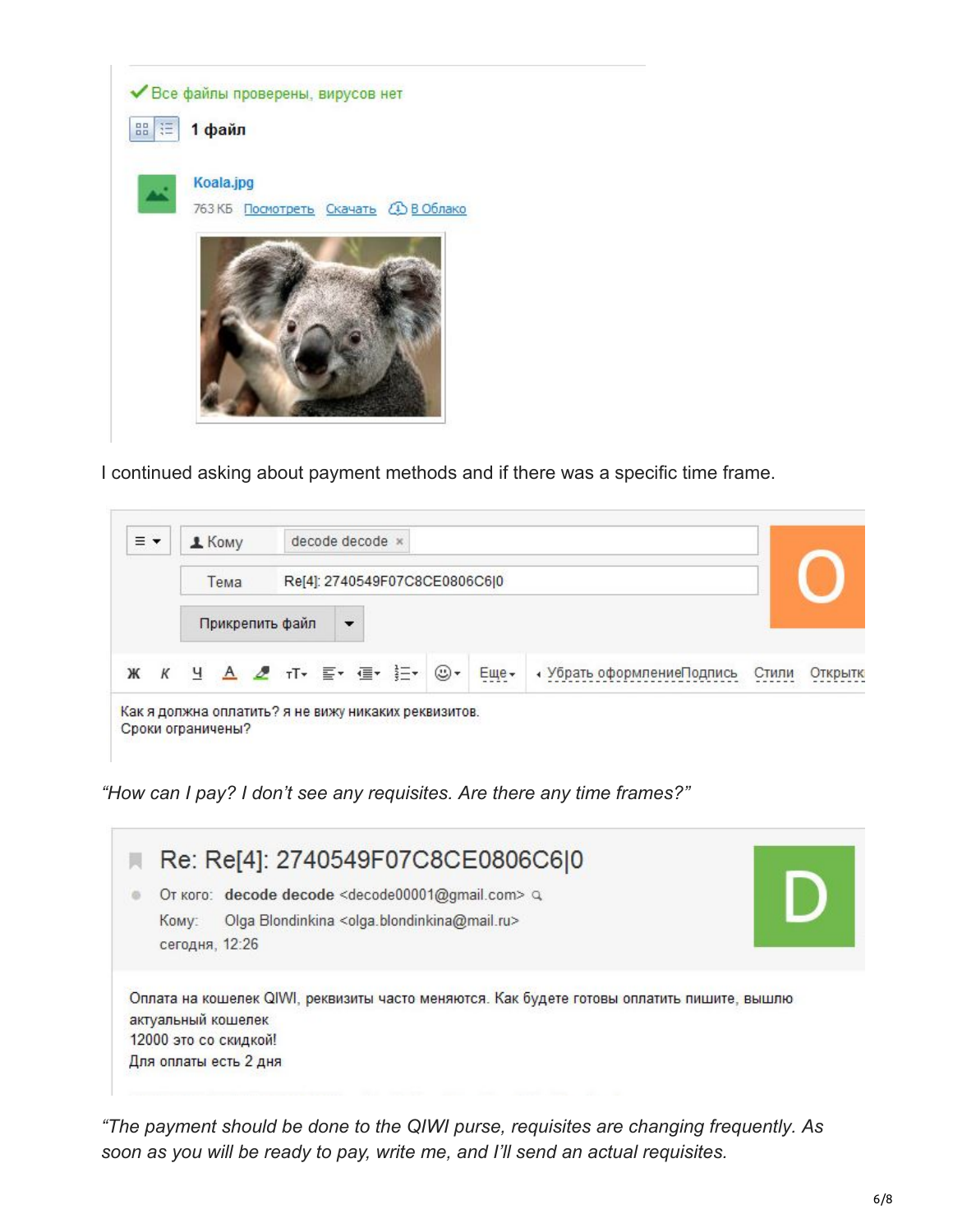✔ Все файлы проверены, вирусов нет

**1 файл**

Koala.jpg

763 КБ Посмотреть Скачать В Облако

I continued asking about payment methods and if there was a specific time frame.

Кому: decode decode

Тема: Re[4]: 2740549F07C8CE0806C6|0

Прикрепить файл

Как я должна оплатить? я не вижу никаких реквизитов.
Сроки ограничены?

*"How can I pay? I don't see any requisites. Are there any time frames?"*

Re: Re[4]: 2740549F07C8CE0806C6|0

От кого: decode decode <decode00001@gmail.com>
Кому: Olga Blondinkina <olga.blondinkina@mail.ru>
сегодня, 12:26

Оплата на кошелек QIWI, реквизиты часто меняются. Как будете готовы оплатить пишите, вышлю актуальный кошелек
12000 это со скидкой!
Для оплаты есть 2 дня

*"The payment should be done to the QIWI purse, requisites are changing frequently. As soon as you will be ready to pay, write me, and I'll send an actual requisites.*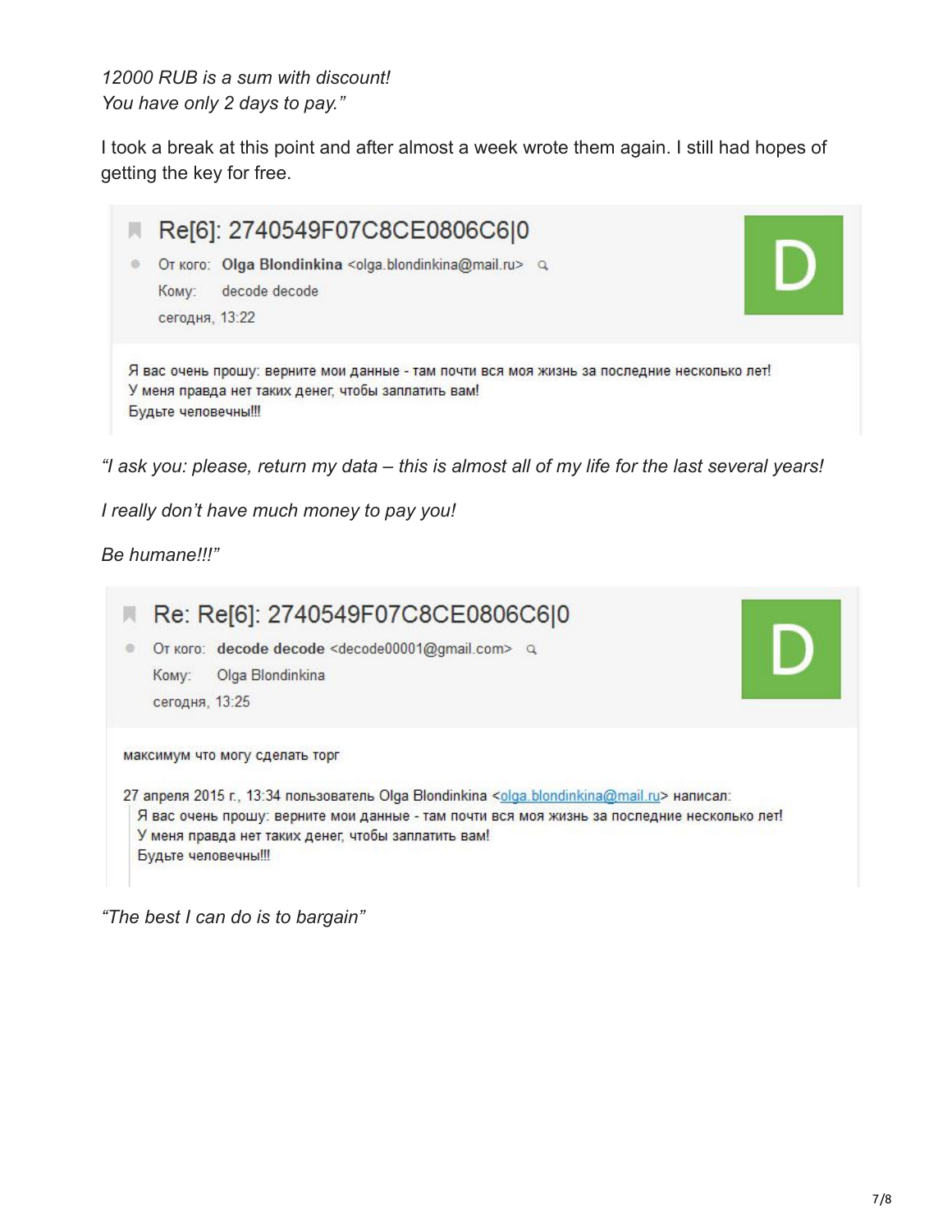*12000 RUB is a sum with discount!*
*You have only 2 days to pay."*

I took a break at this point and after almost a week wrote them again. I still had hopes of getting the key for free.

**Re[6]: 2740549F07C8CE0806C6|0**

От кого: **Olga Blondinkina** <olga.blondinkina@mail.ru>
Кому: decode decode
сегодня, 13:22

Я вас очень прошу: верните мои данные - там почти вся моя жизнь за последние несколько лет!
У меня правда нет таких денег, чтобы заплатить вам!
Будьте человечны!!!

*"I ask you: please, return my data – this is almost all of my life for the last several years!*

*I really don't have much money to pay you!*

*Be humane!!!"*

**Re: Re[6]: 2740549F07C8CE0806C6|0**

От кого: **decode decode** <decode00001@gmail.com>
Кому: Olga Blondinkina
сегодня, 13:25

максимум что могу сделать торг

27 апреля 2015 г., 13:34 пользователь Olga Blondinkina <olga.blondinkina@mail.ru> написал:

> Я вас очень прошу: верните мои данные - там почти вся моя жизнь за последние несколько лет!
> У меня правда нет таких денег, чтобы заплатить вам!
> Будьте человечны!!!

*"The best I can do is to bargain"*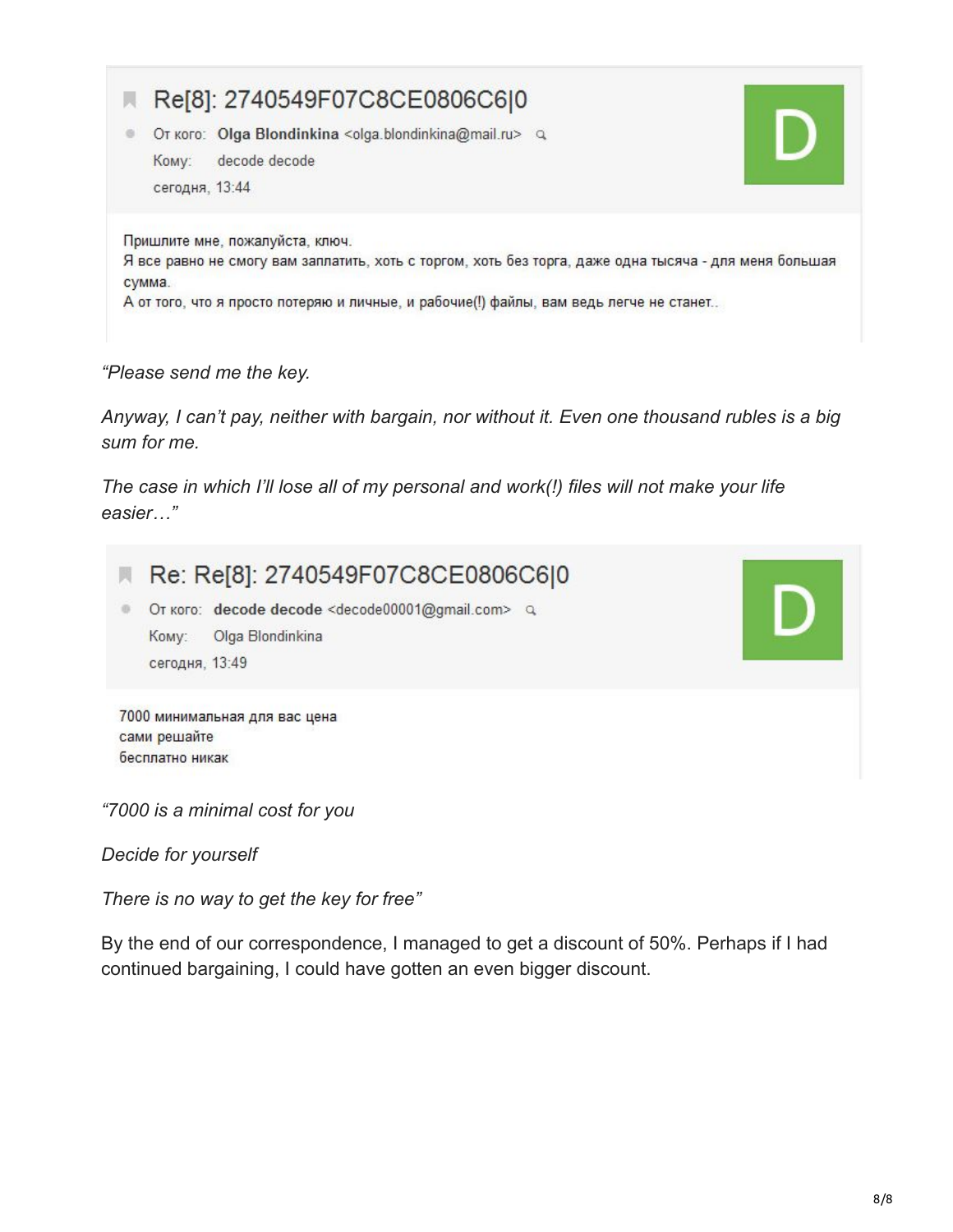Re[8]: 2740549F07C8CE0806C6|0

От кого: **Olga Blondinkina** <olga.blondinkina@mail.ru>

Кому: decode decode

сегодня, 13:44

D

Пришлите мне, пожалуйста, ключ.
Я все равно не смогу вам заплатить, хоть с торгом, хоть без торга, даже одна тысяча - для меня большая сумма.
А от того, что я просто потеряю и личные, и рабочие(!) файлы, вам ведь легче не станет..

*"Please send me the key.*

*Anyway, I can't pay, neither with bargain, nor without it. Even one thousand rubles is a big sum for me.*

*The case in which I'll lose all of my personal and work(!) files will not make your life easier…"*

Re: Re[8]: 2740549F07C8CE0806C6|0

От кого: **decode decode** <decode00001@gmail.com>

Кому: Olga Blondinkina

сегодня, 13:49

D

7000 минимальная для вас цена
сами решайте
бесплатно никак

*"7000 is a minimal cost for you*

*Decide for yourself*

*There is no way to get the key for free"*

By the end of our correspondence, I managed to get a discount of 50%. Perhaps if I had continued bargaining, I could have gotten an even bigger discount.